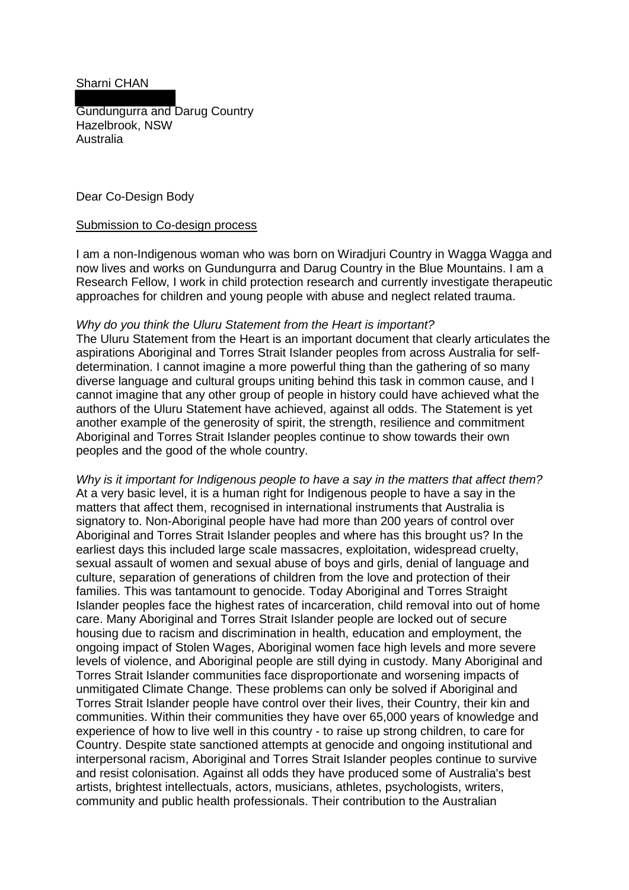Sharni CHAN

Gundungurra and Darug Country
Hazelbrook, NSW
Australia

Dear Co-Design Body

<u>Submission to Co-design process</u>

I am a non-Indigenous woman who was born on Wiradjuri Country in Wagga Wagga and now lives and works on Gundungurra and Darug Country in the Blue Mountains. I am a Research Fellow, I work in child protection research and currently investigate therapeutic approaches for children and young people with abuse and neglect related trauma.

*Why do you think the Uluru Statement from the Heart is important?*
The Uluru Statement from the Heart is an important document that clearly articulates the aspirations Aboriginal and Torres Strait Islander peoples from across Australia for self-determination. I cannot imagine a more powerful thing than the gathering of so many diverse language and cultural groups uniting behind this task in common cause, and I cannot imagine that any other group of people in history could have achieved what the authors of the Uluru Statement have achieved, against all odds. The Statement is yet another example of the generosity of spirit, the strength, resilience and commitment Aboriginal and Torres Strait Islander peoples continue to show towards their own peoples and the good of the whole country.

*Why is it important for Indigenous people to have a say in the matters that affect them?*
At a very basic level, it is a human right for Indigenous people to have a say in the matters that affect them, recognised in international instruments that Australia is signatory to. Non-Aboriginal people have had more than 200 years of control over Aboriginal and Torres Strait Islander peoples and where has this brought us? In the earliest days this included large scale massacres, exploitation, widespread cruelty, sexual assault of women and sexual abuse of boys and girls, denial of language and culture, separation of generations of children from the love and protection of their families. This was tantamount to genocide. Today Aboriginal and Torres Straight Islander peoples face the highest rates of incarceration, child removal into out of home care. Many Aboriginal and Torres Strait Islander people are locked out of secure housing due to racism and discrimination in health, education and employment, the ongoing impact of Stolen Wages, Aboriginal women face high levels and more severe levels of violence, and Aboriginal people are still dying in custody. Many Aboriginal and Torres Strait Islander communities face disproportionate and worsening impacts of unmitigated Climate Change. These problems can only be solved if Aboriginal and Torres Strait Islander people have control over their lives, their Country, their kin and communities. Within their communities they have over 65,000 years of knowledge and experience of how to live well in this country - to raise up strong children, to care for Country. Despite state sanctioned attempts at genocide and ongoing institutional and interpersonal racism, Aboriginal and Torres Strait Islander peoples continue to survive and resist colonisation. Against all odds they have produced some of Australia's best artists, brightest intellectuals, actors, musicians, athletes, psychologists, writers, community and public health professionals. Their contribution to the Australian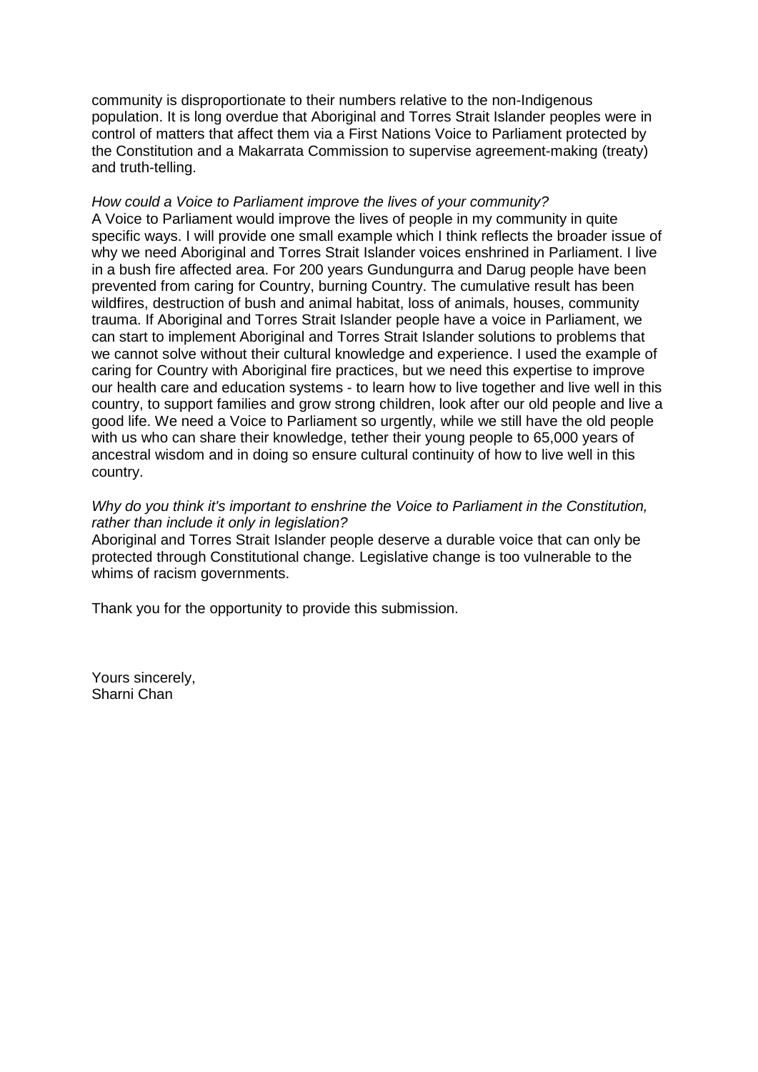community is disproportionate to their numbers relative to the non-Indigenous population. It is long overdue that Aboriginal and Torres Strait Islander peoples were in control of matters that affect them via a First Nations Voice to Parliament protected by the Constitution and a Makarrata Commission to supervise agreement-making (treaty) and truth-telling.

*How could a Voice to Parliament improve the lives of your community?*
A Voice to Parliament would improve the lives of people in my community in quite specific ways. I will provide one small example which I think reflects the broader issue of why we need Aboriginal and Torres Strait Islander voices enshrined in Parliament. I live in a bush fire affected area. For 200 years Gundungurra and Darug people have been prevented from caring for Country, burning Country. The cumulative result has been wildfires, destruction of bush and animal habitat, loss of animals, houses, community trauma. If Aboriginal and Torres Strait Islander people have a voice in Parliament, we can start to implement Aboriginal and Torres Strait Islander solutions to problems that we cannot solve without their cultural knowledge and experience. I used the example of caring for Country with Aboriginal fire practices, but we need this expertise to improve our health care and education systems - to learn how to live together and live well in this country, to support families and grow strong children, look after our old people and live a good life. We need a Voice to Parliament so urgently, while we still have the old people with us who can share their knowledge, tether their young people to 65,000 years of ancestral wisdom and in doing so ensure cultural continuity of how to live well in this country.

*Why do you think it's important to enshrine the Voice to Parliament in the Constitution, rather than include it only in legislation?*
Aboriginal and Torres Strait Islander people deserve a durable voice that can only be protected through Constitutional change. Legislative change is too vulnerable to the whims of racism governments.

Thank you for the opportunity to provide this submission.

Yours sincerely,
Sharni Chan